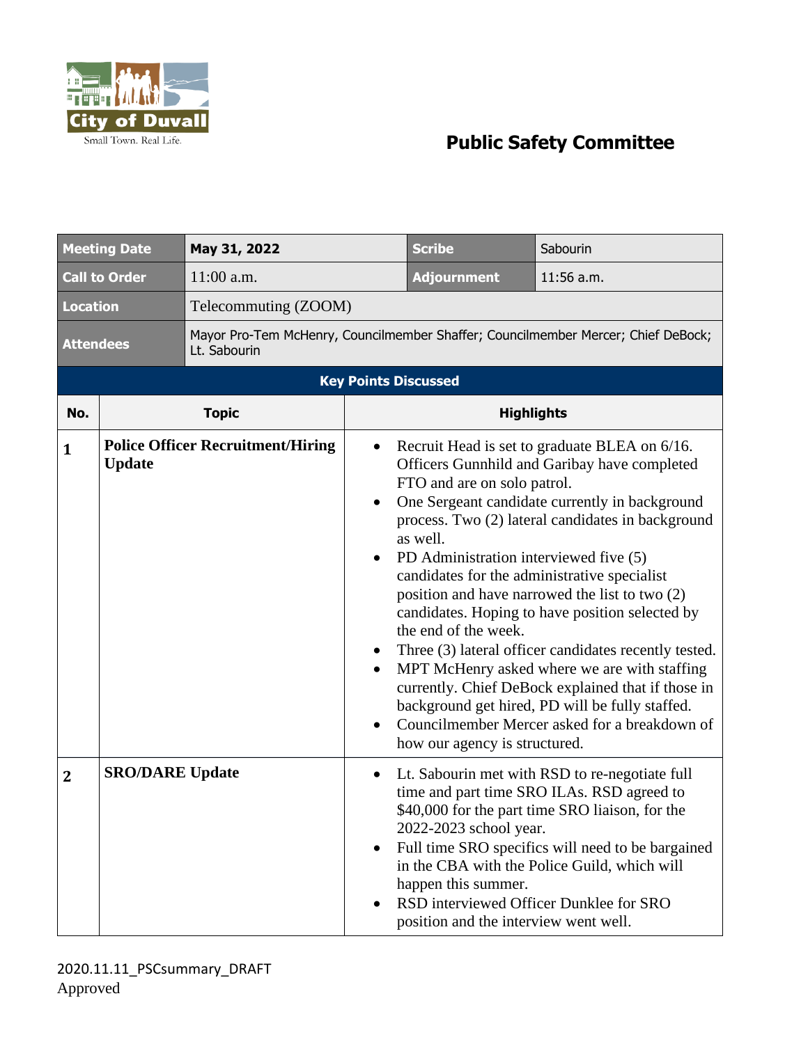City of Duvall
Small Town. Real Life.

# Public Safety Committee

| Meeting Date | May 31, 2022 | Scribe | Sabourin |
|---|---|---|---|
| Call to Order | 11:00 a.m. | Adjournment | 11:56 a.m. |
| Location | Telecommuting (ZOOM) | | |
| Attendees | Mayor Pro-Tem McHenry, Councilmember Shaffer; Councilmember Mercer; Chief DeBock; Lt. Sabourin | | |

**Key Points Discussed**

| No. | Topic | Highlights |
|---|---|---|
| 1 | **Police Officer Recruitment/Hiring Update** | • Recruit Head is set to graduate BLEA on 6/16. Officers Gunnhild and Garibay have completed FTO and are on solo patrol.<br>• One Sergeant candidate currently in background process. Two (2) lateral candidates in background as well.<br>• PD Administration interviewed five (5) candidates for the administrative specialist position and have narrowed the list to two (2) candidates. Hoping to have position selected by the end of the week.<br>• Three (3) lateral officer candidates recently tested.<br>• MPT McHenry asked where we are with staffing currently. Chief DeBock explained that if those in background get hired, PD will be fully staffed.<br>• Councilmember Mercer asked for a breakdown of how our agency is structured. |
| 2 | **SRO/DARE Update** | • Lt. Sabourin met with RSD to re-negotiate full time and part time SRO ILAs. RSD agreed to $40,000 for the part time SRO liaison, for the 2022-2023 school year.<br>• Full time SRO specifics will need to be bargained in the CBA with the Police Guild, which will happen this summer.<br>• RSD interviewed Officer Dunklee for SRO position and the interview went well. |

2020.11.11_PSCsummary_DRAFT
Approved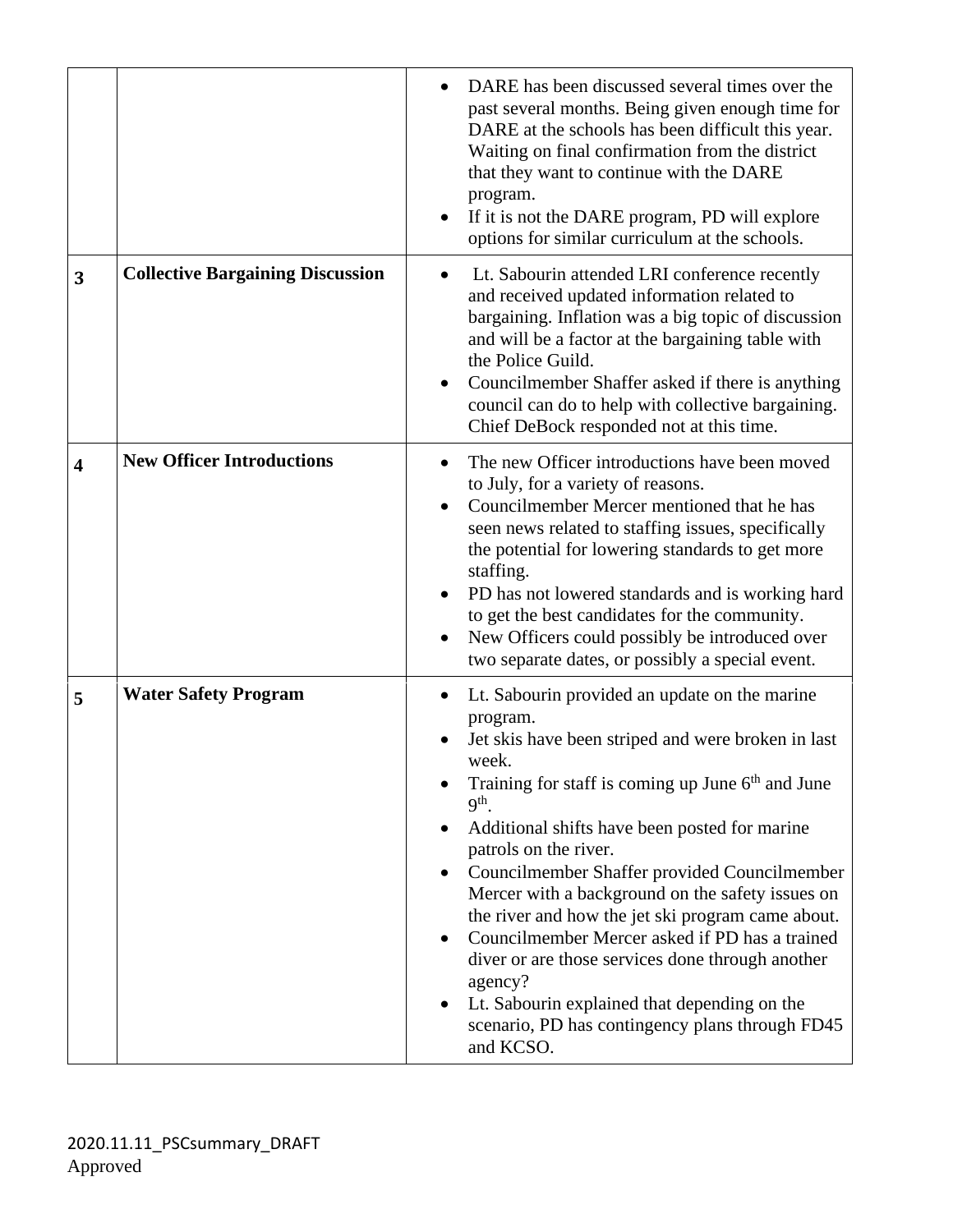| | | |
|---|---|---|
| | | • DARE has been discussed several times over the past several months. Being given enough time for DARE at the schools has been difficult this year. Waiting on final confirmation from the district that they want to continue with the DARE program.<br>• If it is not the DARE program, PD will explore options for similar curriculum at the schools. |
| **3** | **Collective Bargaining Discussion** | • Lt. Sabourin attended LRI conference recently and received updated information related to bargaining. Inflation was a big topic of discussion and will be a factor at the bargaining table with the Police Guild.<br>• Councilmember Shaffer asked if there is anything council can do to help with collective bargaining. Chief DeBock responded not at this time. |
| **4** | **New Officer Introductions** | • The new Officer introductions have been moved to July, for a variety of reasons.<br>• Councilmember Mercer mentioned that he has seen news related to staffing issues, specifically the potential for lowering standards to get more staffing.<br>• PD has not lowered standards and is working hard to get the best candidates for the community.<br>• New Officers could possibly be introduced over two separate dates, or possibly a special event. |
| **5** | **Water Safety Program** | • Lt. Sabourin provided an update on the marine program.<br>• Jet skis have been striped and were broken in last week.<br>• Training for staff is coming up June 6th and June 9th.<br>• Additional shifts have been posted for marine patrols on the river.<br>• Councilmember Shaffer provided Councilmember Mercer with a background on the safety issues on the river and how the jet ski program came about.<br>• Councilmember Mercer asked if PD has a trained diver or are those services done through another agency?<br>• Lt. Sabourin explained that depending on the scenario, PD has contingency plans through FD45 and KCSO. |

2020.11.11_PSCsummary_DRAFT
Approved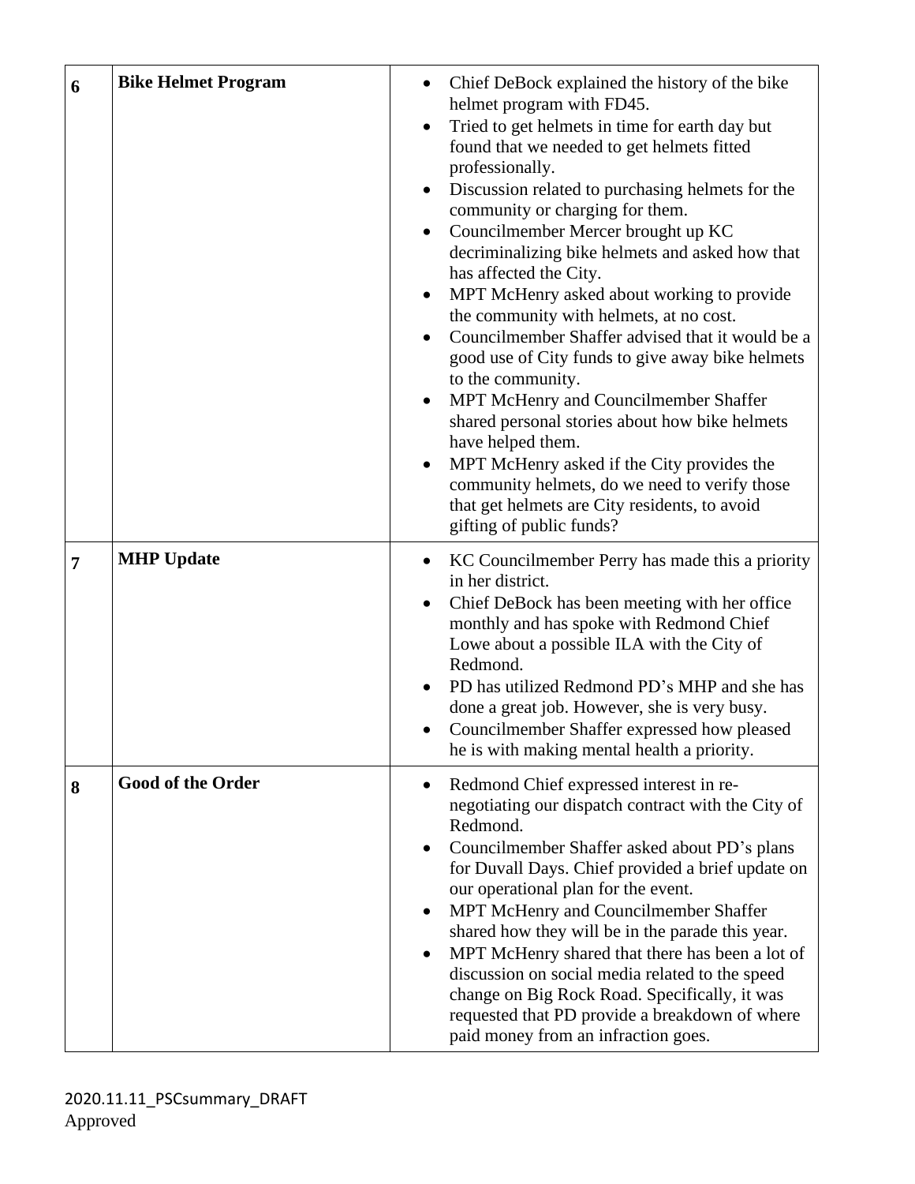| | | |
|---|---|---|
| **6** | **Bike Helmet Program** | • Chief DeBock explained the history of the bike helmet program with FD45.<br>• Tried to get helmets in time for earth day but found that we needed to get helmets fitted professionally.<br>• Discussion related to purchasing helmets for the community or charging for them.<br>• Councilmember Mercer brought up KC decriminalizing bike helmets and asked how that has affected the City.<br>• MPT McHenry asked about working to provide the community with helmets, at no cost.<br>• Councilmember Shaffer advised that it would be a good use of City funds to give away bike helmets to the community.<br>• MPT McHenry and Councilmember Shaffer shared personal stories about how bike helmets have helped them.<br>• MPT McHenry asked if the City provides the community helmets, do we need to verify those that get helmets are City residents, to avoid gifting of public funds? |
| **7** | **MHP Update** | • KC Councilmember Perry has made this a priority in her district.<br>• Chief DeBock has been meeting with her office monthly and has spoke with Redmond Chief Lowe about a possible ILA with the City of Redmond.<br>• PD has utilized Redmond PD's MHP and she has done a great job. However, she is very busy.<br>• Councilmember Shaffer expressed how pleased he is with making mental health a priority. |
| **8** | **Good of the Order** | • Redmond Chief expressed interest in re-negotiating our dispatch contract with the City of Redmond.<br>• Councilmember Shaffer asked about PD's plans for Duvall Days. Chief provided a brief update on our operational plan for the event.<br>• MPT McHenry and Councilmember Shaffer shared how they will be in the parade this year.<br>• MPT McHenry shared that there has been a lot of discussion on social media related to the speed change on Big Rock Road. Specifically, it was requested that PD provide a breakdown of where paid money from an infraction goes. |

2020.11.11_PSCsummary_DRAFT
Approved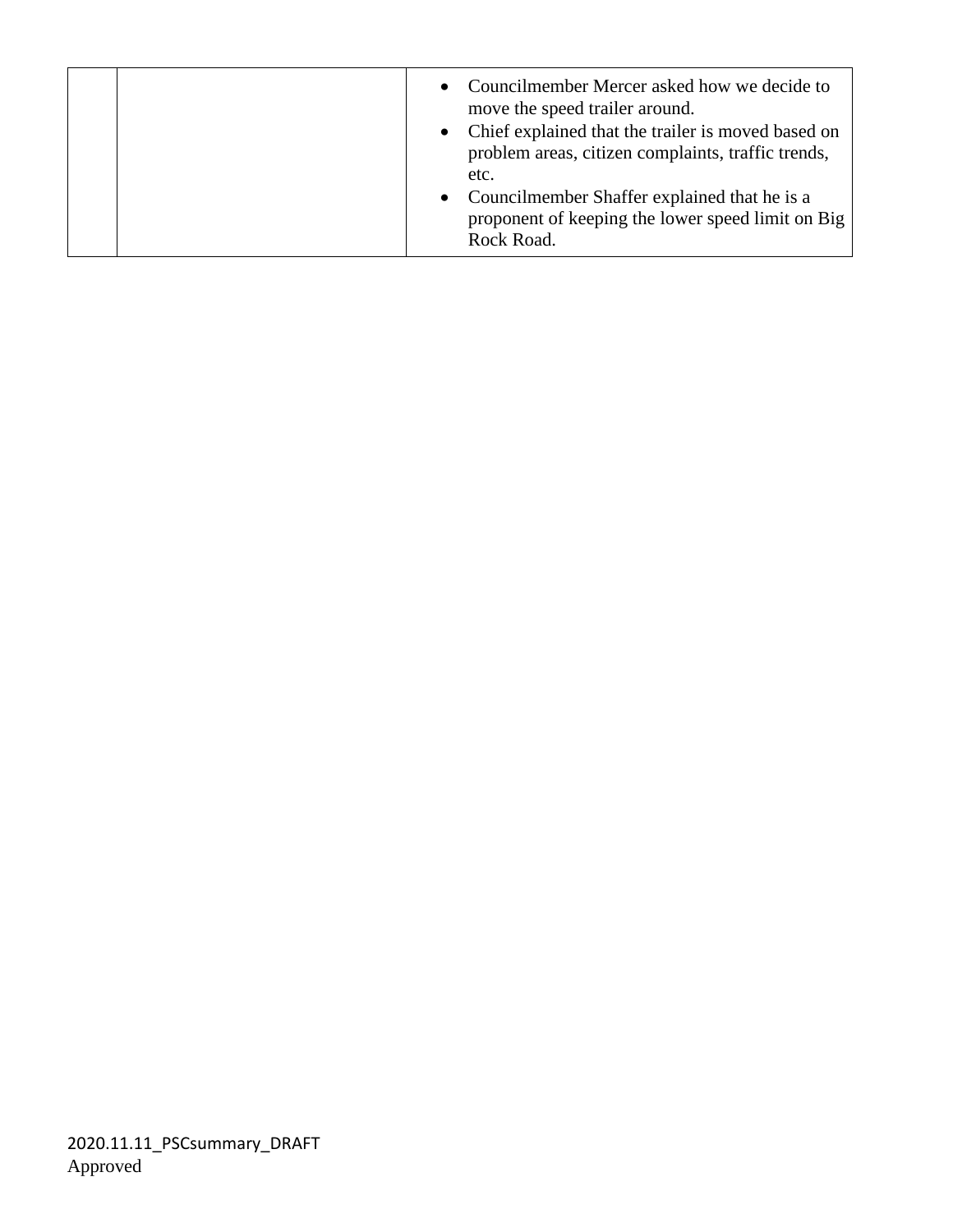| | | |
|---|---|---|
| | | • Councilmember Mercer asked how we decide to move the speed trailer around.<br>• Chief explained that the trailer is moved based on problem areas, citizen complaints, traffic trends, etc.<br>• Councilmember Shaffer explained that he is a proponent of keeping the lower speed limit on Big Rock Road. |

2020.11.11_PSCsummary_DRAFT
Approved